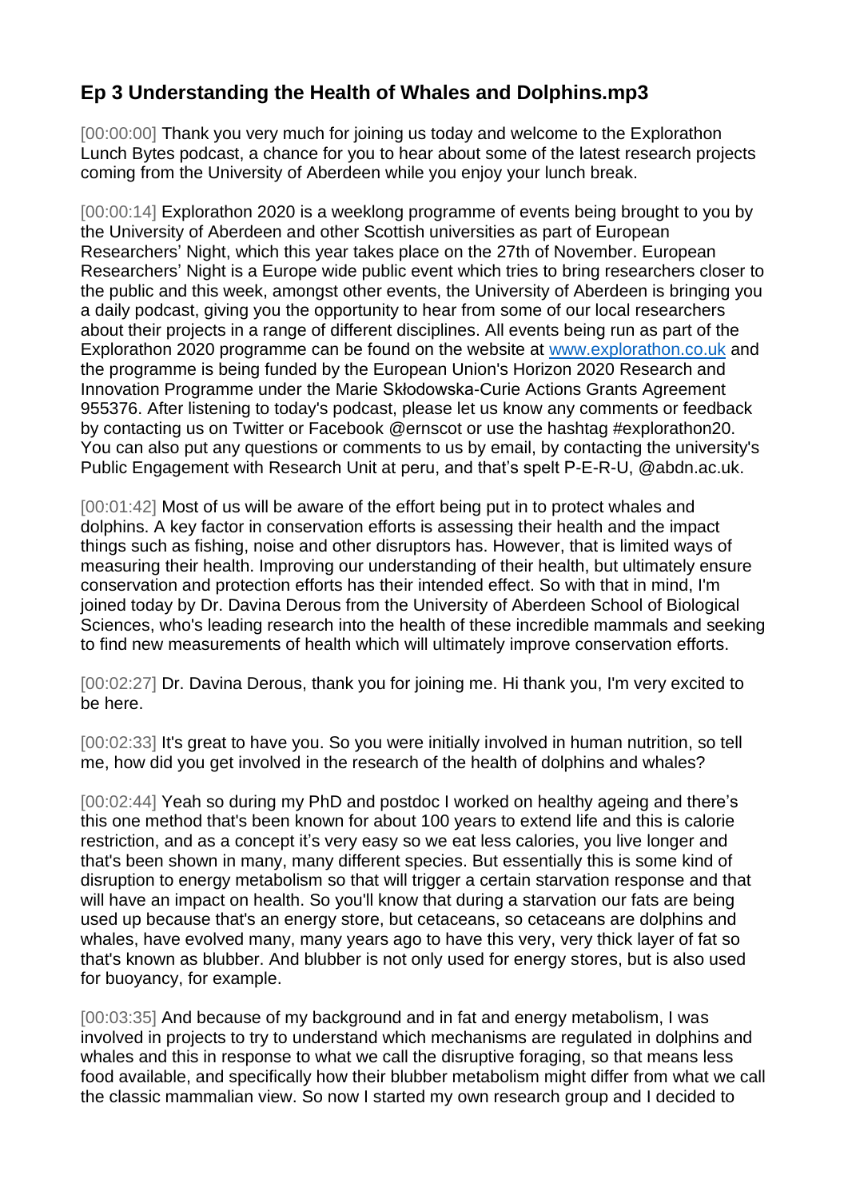## Ep 3 Understanding the Health of Whales and Dolphins.mp3

[00:00:00] Thank you very much for joining us today and welcome to the Explorathon Lunch Bytes podcast, a chance for you to hear about some of the latest research projects coming from the University of Aberdeen while you enjoy your lunch break.

[00:00:14] Explorathon 2020 is a weeklong programme of events being brought to you by the University of Aberdeen and other Scottish universities as part of European Researchers' Night, which this year takes place on the 27th of November. European Researchers' Night is a Europe wide public event which tries to bring researchers closer to the public and this week, amongst other events, the University of Aberdeen is bringing you a daily podcast, giving you the opportunity to hear from some of our local researchers about their projects in a range of different disciplines. All events being run as part of the Explorathon 2020 programme can be found on the website at [www.explorathon.co.uk](http://www.explorathon.co.uk) and the programme is being funded by the European Union's Horizon 2020 Research and Innovation Programme under the Marie Skłodowska-Curie Actions Grants Agreement 955376. After listening to today's podcast, please let us know any comments or feedback by contacting us on Twitter or Facebook @ernscot or use the hashtag #explorathon20. You can also put any questions or comments to us by email, by contacting the university's Public Engagement with Research Unit at peru, and that's spelt P-E-R-U, @abdn.ac.uk.

[00:01:42] Most of us will be aware of the effort being put in to protect whales and dolphins. A key factor in conservation efforts is assessing their health and the impact things such as fishing, noise and other disruptors has. However, that is limited ways of measuring their health. Improving our understanding of their health, but ultimately ensure conservation and protection efforts has their intended effect. So with that in mind, I'm joined today by Dr. Davina Derous from the University of Aberdeen School of Biological Sciences, who's leading research into the health of these incredible mammals and seeking to find new measurements of health which will ultimately improve conservation efforts.

[00:02:27] Dr. Davina Derous, thank you for joining me. Hi thank you, I'm very excited to be here.

[00:02:33] It's great to have you. So you were initially involved in human nutrition, so tell me, how did you get involved in the research of the health of dolphins and whales?

[00:02:44] Yeah so during my PhD and postdoc I worked on healthy ageing and there's this one method that's been known for about 100 years to extend life and this is calorie restriction, and as a concept it's very easy so we eat less calories, you live longer and that's been shown in many, many different species. But essentially this is some kind of disruption to energy metabolism so that will trigger a certain starvation response and that will have an impact on health. So you'll know that during a starvation our fats are being used up because that's an energy store, but cetaceans, so cetaceans are dolphins and whales, have evolved many, many years ago to have this very, very thick layer of fat so that's known as blubber. And blubber is not only used for energy stores, but is also used for buoyancy, for example.

[00:03:35] And because of my background and in fat and energy metabolism, I was involved in projects to try to understand which mechanisms are regulated in dolphins and whales and this in response to what we call the disruptive foraging, so that means less food available, and specifically how their blubber metabolism might differ from what we call the classic mammalian view. So now I started my own research group and I decided to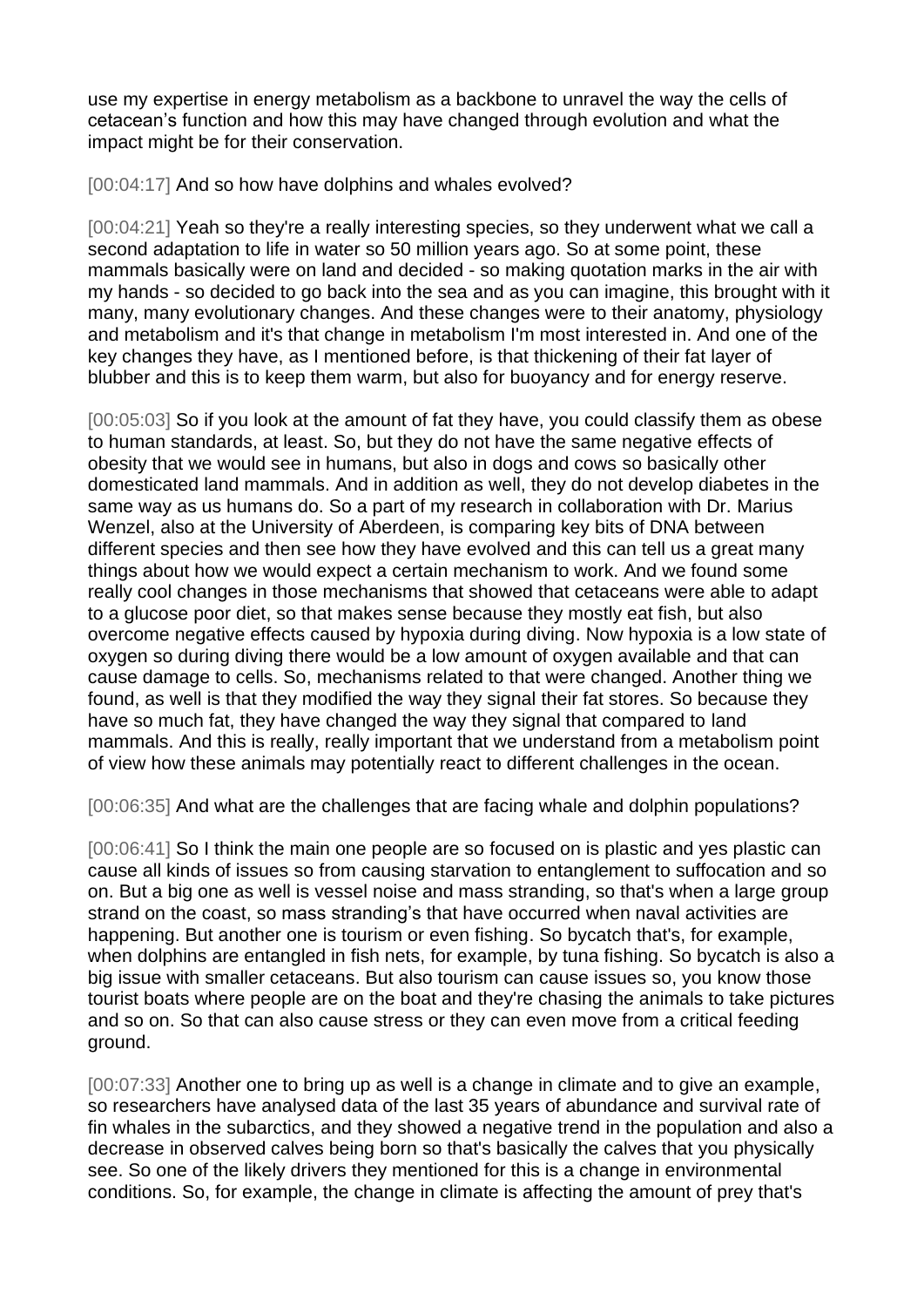use my expertise in energy metabolism as a backbone to unravel the way the cells of cetacean's function and how this may have changed through evolution and what the impact might be for their conservation.

[00:04:17] And so how have dolphins and whales evolved?

[00:04:21] Yeah so they're a really interesting species, so they underwent what we call a second adaptation to life in water so 50 million years ago. So at some point, these mammals basically were on land and decided - so making quotation marks in the air with my hands - so decided to go back into the sea and as you can imagine, this brought with it many, many evolutionary changes. And these changes were to their anatomy, physiology and metabolism and it's that change in metabolism I'm most interested in. And one of the key changes they have, as I mentioned before, is that thickening of their fat layer of blubber and this is to keep them warm, but also for buoyancy and for energy reserve.

[00:05:03] So if you look at the amount of fat they have, you could classify them as obese to human standards, at least. So, but they do not have the same negative effects of obesity that we would see in humans, but also in dogs and cows so basically other domesticated land mammals. And in addition as well, they do not develop diabetes in the same way as us humans do. So a part of my research in collaboration with Dr. Marius Wenzel, also at the University of Aberdeen, is comparing key bits of DNA between different species and then see how they have evolved and this can tell us a great many things about how we would expect a certain mechanism to work. And we found some really cool changes in those mechanisms that showed that cetaceans were able to adapt to a glucose poor diet, so that makes sense because they mostly eat fish, but also overcome negative effects caused by hypoxia during diving. Now hypoxia is a low state of oxygen so during diving there would be a low amount of oxygen available and that can cause damage to cells. So, mechanisms related to that were changed. Another thing we found, as well is that they modified the way they signal their fat stores. So because they have so much fat, they have changed the way they signal that compared to land mammals. And this is really, really important that we understand from a metabolism point of view how these animals may potentially react to different challenges in the ocean.

[00:06:35] And what are the challenges that are facing whale and dolphin populations?

[00:06:41] So I think the main one people are so focused on is plastic and yes plastic can cause all kinds of issues so from causing starvation to entanglement to suffocation and so on. But a big one as well is vessel noise and mass stranding, so that's when a large group strand on the coast, so mass stranding's that have occurred when naval activities are happening. But another one is tourism or even fishing. So bycatch that's, for example, when dolphins are entangled in fish nets, for example, by tuna fishing. So bycatch is also a big issue with smaller cetaceans. But also tourism can cause issues so, you know those tourist boats where people are on the boat and they're chasing the animals to take pictures and so on. So that can also cause stress or they can even move from a critical feeding ground.

[00:07:33] Another one to bring up as well is a change in climate and to give an example, so researchers have analysed data of the last 35 years of abundance and survival rate of fin whales in the subarctics, and they showed a negative trend in the population and also a decrease in observed calves being born so that's basically the calves that you physically see. So one of the likely drivers they mentioned for this is a change in environmental conditions. So, for example, the change in climate is affecting the amount of prey that's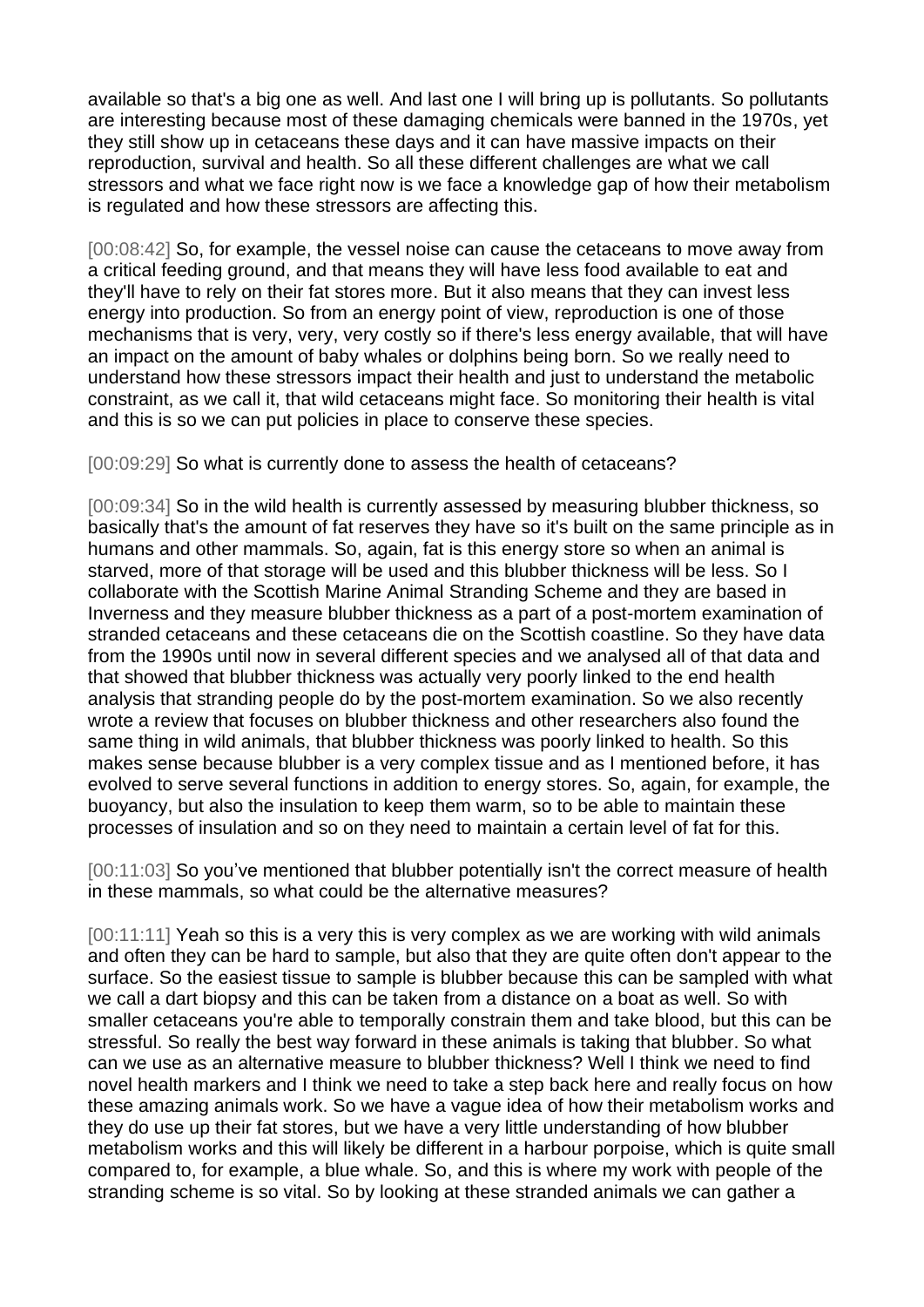available so that's a big one as well. And last one I will bring up is pollutants. So pollutants are interesting because most of these damaging chemicals were banned in the 1970s, yet they still show up in cetaceans these days and it can have massive impacts on their reproduction, survival and health. So all these different challenges are what we call stressors and what we face right now is we face a knowledge gap of how their metabolism is regulated and how these stressors are affecting this.

[00:08:42] So, for example, the vessel noise can cause the cetaceans to move away from a critical feeding ground, and that means they will have less food available to eat and they'll have to rely on their fat stores more. But it also means that they can invest less energy into production. So from an energy point of view, reproduction is one of those mechanisms that is very, very, very costly so if there's less energy available, that will have an impact on the amount of baby whales or dolphins being born. So we really need to understand how these stressors impact their health and just to understand the metabolic constraint, as we call it, that wild cetaceans might face. So monitoring their health is vital and this is so we can put policies in place to conserve these species.

[00:09:29] So what is currently done to assess the health of cetaceans?

[00:09:34] So in the wild health is currently assessed by measuring blubber thickness, so basically that's the amount of fat reserves they have so it's built on the same principle as in humans and other mammals. So, again, fat is this energy store so when an animal is starved, more of that storage will be used and this blubber thickness will be less. So I collaborate with the Scottish Marine Animal Stranding Scheme and they are based in Inverness and they measure blubber thickness as a part of a post-mortem examination of stranded cetaceans and these cetaceans die on the Scottish coastline. So they have data from the 1990s until now in several different species and we analysed all of that data and that showed that blubber thickness was actually very poorly linked to the end health analysis that stranding people do by the post-mortem examination. So we also recently wrote a review that focuses on blubber thickness and other researchers also found the same thing in wild animals, that blubber thickness was poorly linked to health. So this makes sense because blubber is a very complex tissue and as I mentioned before, it has evolved to serve several functions in addition to energy stores. So, again, for example, the buoyancy, but also the insulation to keep them warm, so to be able to maintain these processes of insulation and so on they need to maintain a certain level of fat for this.

[00:11:03] So you've mentioned that blubber potentially isn't the correct measure of health in these mammals, so what could be the alternative measures?

[00:11:11] Yeah so this is a very this is very complex as we are working with wild animals and often they can be hard to sample, but also that they are quite often don't appear to the surface. So the easiest tissue to sample is blubber because this can be sampled with what we call a dart biopsy and this can be taken from a distance on a boat as well. So with smaller cetaceans you're able to temporally constrain them and take blood, but this can be stressful. So really the best way forward in these animals is taking that blubber. So what can we use as an alternative measure to blubber thickness? Well I think we need to find novel health markers and I think we need to take a step back here and really focus on how these amazing animals work. So we have a vague idea of how their metabolism works and they do use up their fat stores, but we have a very little understanding of how blubber metabolism works and this will likely be different in a harbour porpoise, which is quite small compared to, for example, a blue whale. So, and this is where my work with people of the stranding scheme is so vital. So by looking at these stranded animals we can gather a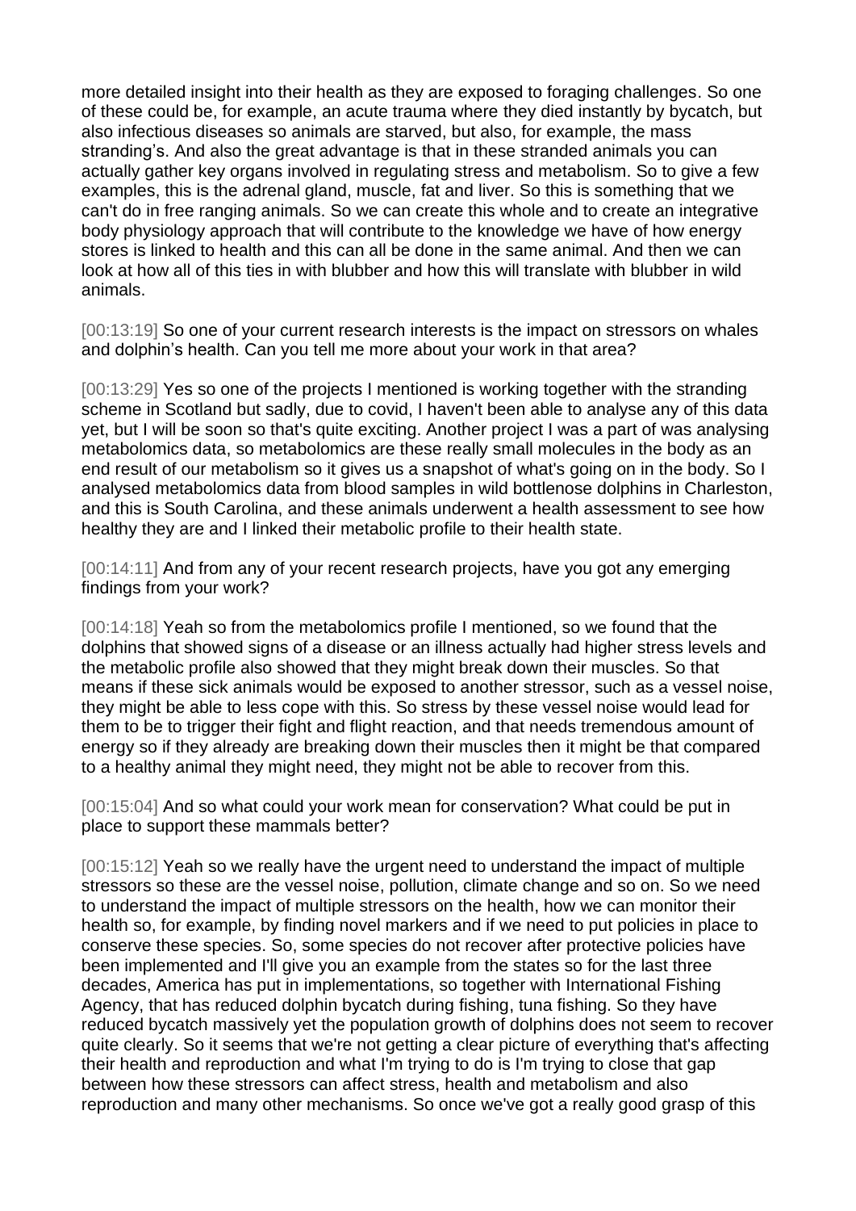more detailed insight into their health as they are exposed to foraging challenges. So one of these could be, for example, an acute trauma where they died instantly by bycatch, but also infectious diseases so animals are starved, but also, for example, the mass stranding's. And also the great advantage is that in these stranded animals you can actually gather key organs involved in regulating stress and metabolism. So to give a few examples, this is the adrenal gland, muscle, fat and liver. So this is something that we can't do in free ranging animals. So we can create this whole and to create an integrative body physiology approach that will contribute to the knowledge we have of how energy stores is linked to health and this can all be done in the same animal. And then we can look at how all of this ties in with blubber and how this will translate with blubber in wild animals.

[00:13:19] So one of your current research interests is the impact on stressors on whales and dolphin's health. Can you tell me more about your work in that area?

[00:13:29] Yes so one of the projects I mentioned is working together with the stranding scheme in Scotland but sadly, due to covid, I haven't been able to analyse any of this data yet, but I will be soon so that's quite exciting. Another project I was a part of was analysing metabolomics data, so metabolomics are these really small molecules in the body as an end result of our metabolism so it gives us a snapshot of what's going on in the body. So I analysed metabolomics data from blood samples in wild bottlenose dolphins in Charleston, and this is South Carolina, and these animals underwent a health assessment to see how healthy they are and I linked their metabolic profile to their health state.

[00:14:11] And from any of your recent research projects, have you got any emerging findings from your work?

[00:14:18] Yeah so from the metabolomics profile I mentioned, so we found that the dolphins that showed signs of a disease or an illness actually had higher stress levels and the metabolic profile also showed that they might break down their muscles. So that means if these sick animals would be exposed to another stressor, such as a vessel noise, they might be able to less cope with this. So stress by these vessel noise would lead for them to be to trigger their fight and flight reaction, and that needs tremendous amount of energy so if they already are breaking down their muscles then it might be that compared to a healthy animal they might need, they might not be able to recover from this.

[00:15:04] And so what could your work mean for conservation? What could be put in place to support these mammals better?

[00:15:12] Yeah so we really have the urgent need to understand the impact of multiple stressors so these are the vessel noise, pollution, climate change and so on. So we need to understand the impact of multiple stressors on the health, how we can monitor their health so, for example, by finding novel markers and if we need to put policies in place to conserve these species. So, some species do not recover after protective policies have been implemented and I'll give you an example from the states so for the last three decades, America has put in implementations, so together with International Fishing Agency, that has reduced dolphin bycatch during fishing, tuna fishing. So they have reduced bycatch massively yet the population growth of dolphins does not seem to recover quite clearly. So it seems that we're not getting a clear picture of everything that's affecting their health and reproduction and what I'm trying to do is I'm trying to close that gap between how these stressors can affect stress, health and metabolism and also reproduction and many other mechanisms. So once we've got a really good grasp of this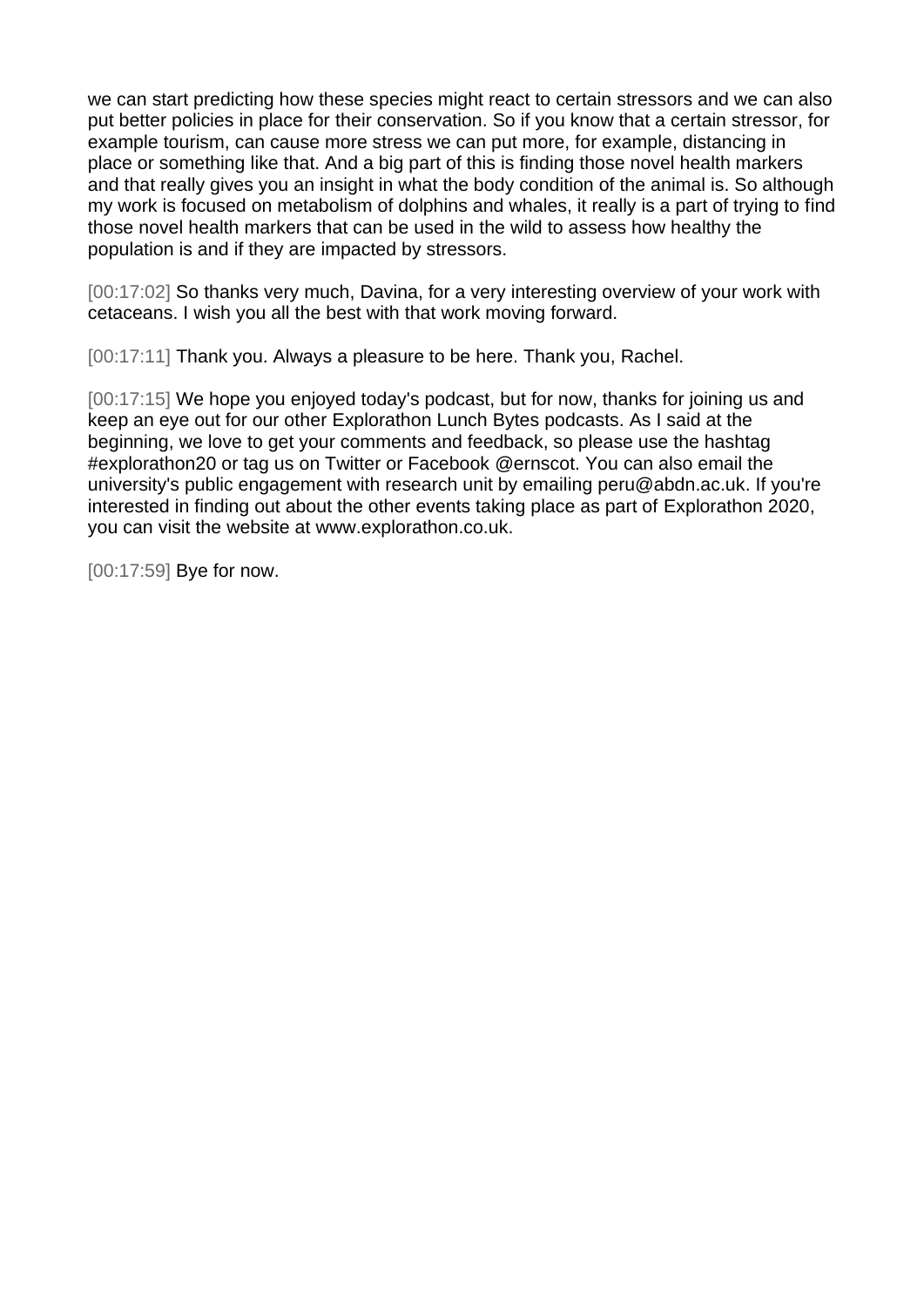we can start predicting how these species might react to certain stressors and we can also put better policies in place for their conservation. So if you know that a certain stressor, for example tourism, can cause more stress we can put more, for example, distancing in place or something like that. And a big part of this is finding those novel health markers and that really gives you an insight in what the body condition of the animal is. So although my work is focused on metabolism of dolphins and whales, it really is a part of trying to find those novel health markers that can be used in the wild to assess how healthy the population is and if they are impacted by stressors.

[00:17:02] So thanks very much, Davina, for a very interesting overview of your work with cetaceans. I wish you all the best with that work moving forward.

[00:17:11] Thank you. Always a pleasure to be here. Thank you, Rachel.

[00:17:15] We hope you enjoyed today's podcast, but for now, thanks for joining us and keep an eye out for our other Explorathon Lunch Bytes podcasts. As I said at the beginning, we love to get your comments and feedback, so please use the hashtag #explorathon20 or tag us on Twitter or Facebook @ernscot. You can also email the university's public engagement with research unit by emailing peru@abdn.ac.uk. If you're interested in finding out about the other events taking place as part of Explorathon 2020, you can visit the website at www.explorathon.co.uk.

[00:17:59] Bye for now.